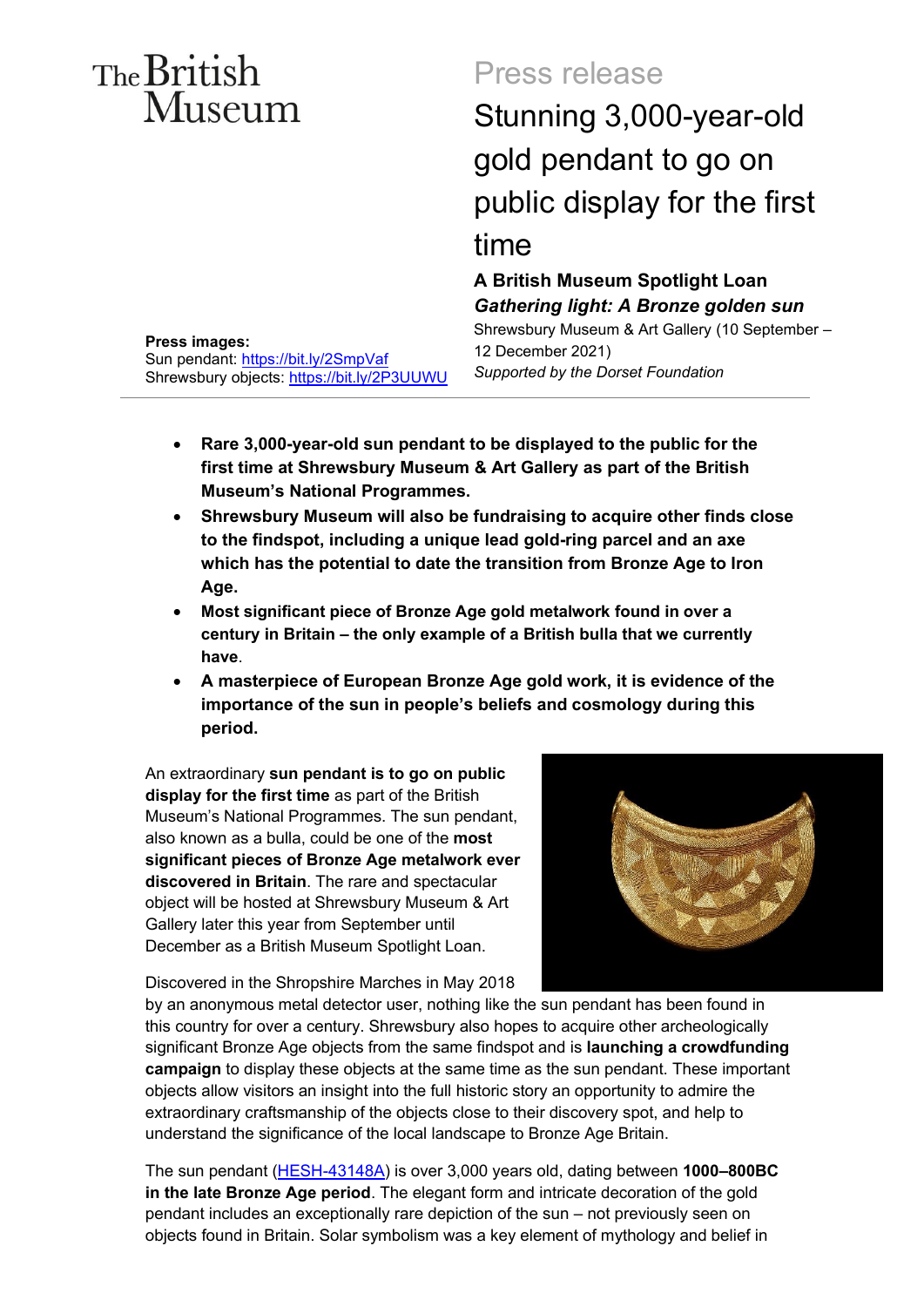The British Museum

# Press release

## Stunning 3,000-year-old gold pendant to go on public display for the first time

**A British Museum Spotlight Loan**
***Gathering light: A Bronze golden sun***
Shrewsbury Museum & Art Gallery (10 September – 12 December 2021)
*Supported by the Dorset Foundation*

**Press images:**
Sun pendant: [https://bit.ly/2SmpVaf](https://bit.ly/2SmpVaf)
Shrewsbury objects: [https://bit.ly/2P3UUWU](https://bit.ly/2P3UUWU)

---

- **Rare 3,000-year-old sun pendant to be displayed to the public for the first time at Shrewsbury Museum & Art Gallery as part of the British Museum's National Programmes.**
- **Shrewsbury Museum will also be fundraising to acquire other finds close to the findspot, including a unique lead gold-ring parcel and an axe which has the potential to date the transition from Bronze Age to Iron Age.**
- **Most significant piece of Bronze Age gold metalwork found in over a century in Britain – the only example of a British bulla that we currently have**.
- **A masterpiece of European Bronze Age gold work, it is evidence of the importance of the sun in people's beliefs and cosmology during this period.**

An extraordinary **sun pendant is to go on public display for the first time** as part of the British Museum's National Programmes. The sun pendant, also known as a bulla, could be one of the **most significant pieces of Bronze Age metalwork ever discovered in Britain**. The rare and spectacular object will be hosted at Shrewsbury Museum & Art Gallery later this year from September until December as a British Museum Spotlight Loan.

Discovered in the Shropshire Marches in May 2018 by an anonymous metal detector user, nothing like the sun pendant has been found in this country for over a century. Shrewsbury also hopes to acquire other archeologically significant Bronze Age objects from the same findspot and is **launching a crowdfunding campaign** to display these objects at the same time as the sun pendant. These important objects allow visitors an insight into the full historic story an opportunity to admire the extraordinary craftsmanship of the objects close to their discovery spot, and help to understand the significance of the local landscape to Bronze Age Britain.

The sun pendant ([HESH-43148A](HESH-43148A)) is over 3,000 years old, dating between **1000–800BC in the late Bronze Age period**. The elegant form and intricate decoration of the gold pendant includes an exceptionally rare depiction of the sun – not previously seen on objects found in Britain. Solar symbolism was a key element of mythology and belief in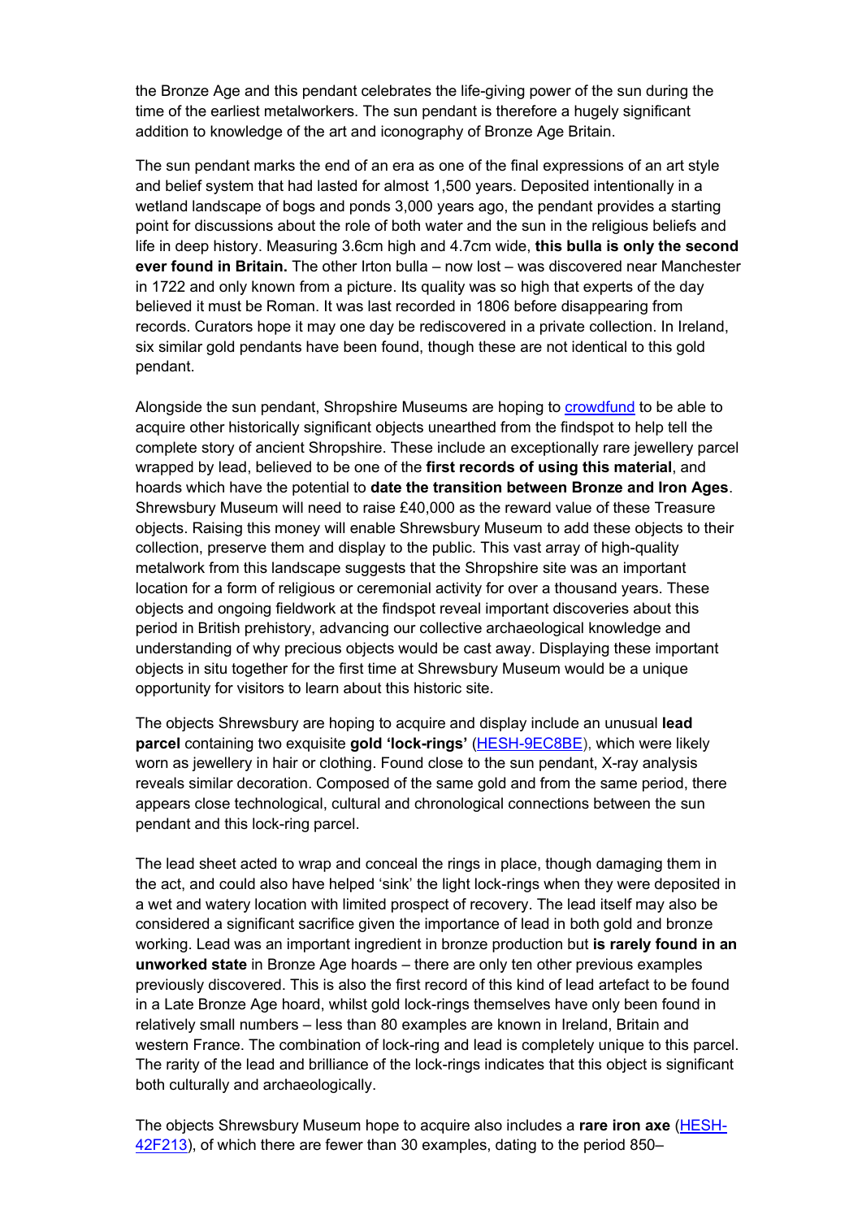the Bronze Age and this pendant celebrates the life-giving power of the sun during the time of the earliest metalworkers. The sun pendant is therefore a hugely significant addition to knowledge of the art and iconography of Bronze Age Britain.

The sun pendant marks the end of an era as one of the final expressions of an art style and belief system that had lasted for almost 1,500 years. Deposited intentionally in a wetland landscape of bogs and ponds 3,000 years ago, the pendant provides a starting point for discussions about the role of both water and the sun in the religious beliefs and life in deep history. Measuring 3.6cm high and 4.7cm wide, **this bulla is only the second ever found in Britain.** The other Irton bulla – now lost – was discovered near Manchester in 1722 and only known from a picture. Its quality was so high that experts of the day believed it must be Roman. It was last recorded in 1806 before disappearing from records. Curators hope it may one day be rediscovered in a private collection. In Ireland, six similar gold pendants have been found, though these are not identical to this gold pendant.

Alongside the sun pendant, Shropshire Museums are hoping to crowdfund to be able to acquire other historically significant objects unearthed from the findspot to help tell the complete story of ancient Shropshire. These include an exceptionally rare jewellery parcel wrapped by lead, believed to be one of the **first records of using this material**, and hoards which have the potential to **date the transition between Bronze and Iron Ages**. Shrewsbury Museum will need to raise £40,000 as the reward value of these Treasure objects. Raising this money will enable Shrewsbury Museum to add these objects to their collection, preserve them and display to the public. This vast array of high-quality metalwork from this landscape suggests that the Shropshire site was an important location for a form of religious or ceremonial activity for over a thousand years. These objects and ongoing fieldwork at the findspot reveal important discoveries about this period in British prehistory, advancing our collective archaeological knowledge and understanding of why precious objects would be cast away. Displaying these important objects in situ together for the first time at Shrewsbury Museum would be a unique opportunity for visitors to learn about this historic site.

The objects Shrewsbury are hoping to acquire and display include an unusual **lead parcel** containing two exquisite **gold 'lock-rings'** (HESH-9EC8BE), which were likely worn as jewellery in hair or clothing. Found close to the sun pendant, X-ray analysis reveals similar decoration. Composed of the same gold and from the same period, there appears close technological, cultural and chronological connections between the sun pendant and this lock-ring parcel.

The lead sheet acted to wrap and conceal the rings in place, though damaging them in the act, and could also have helped 'sink' the light lock-rings when they were deposited in a wet and watery location with limited prospect of recovery. The lead itself may also be considered a significant sacrifice given the importance of lead in both gold and bronze working. Lead was an important ingredient in bronze production but **is rarely found in an unworked state** in Bronze Age hoards – there are only ten other previous examples previously discovered. This is also the first record of this kind of lead artefact to be found in a Late Bronze Age hoard, whilst gold lock-rings themselves have only been found in relatively small numbers – less than 80 examples are known in Ireland, Britain and western France. The combination of lock-ring and lead is completely unique to this parcel. The rarity of the lead and brilliance of the lock-rings indicates that this object is significant both culturally and archaeologically.

The objects Shrewsbury Museum hope to acquire also includes a **rare iron axe** (HESH-42F213), of which there are fewer than 30 examples, dating to the period 850–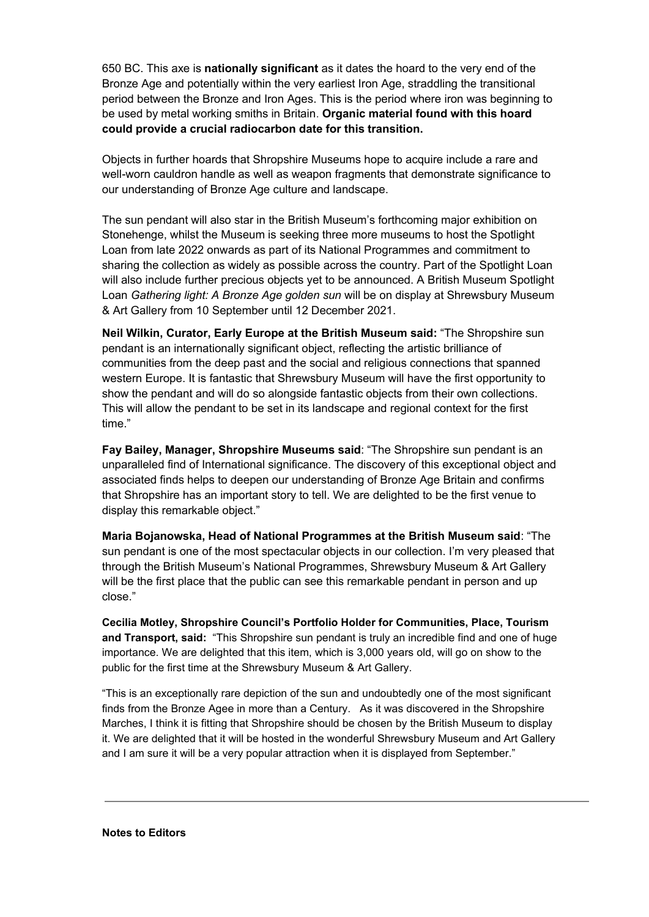650 BC. This axe is **nationally significant** as it dates the hoard to the very end of the Bronze Age and potentially within the very earliest Iron Age, straddling the transitional period between the Bronze and Iron Ages. This is the period where iron was beginning to be used by metal working smiths in Britain. **Organic material found with this hoard could provide a crucial radiocarbon date for this transition.**

Objects in further hoards that Shropshire Museums hope to acquire include a rare and well-worn cauldron handle as well as weapon fragments that demonstrate significance to our understanding of Bronze Age culture and landscape.

The sun pendant will also star in the British Museum's forthcoming major exhibition on Stonehenge, whilst the Museum is seeking three more museums to host the Spotlight Loan from late 2022 onwards as part of its National Programmes and commitment to sharing the collection as widely as possible across the country. Part of the Spotlight Loan will also include further precious objects yet to be announced. A British Museum Spotlight Loan *Gathering light: A Bronze Age golden sun* will be on display at Shrewsbury Museum & Art Gallery from 10 September until 12 December 2021.

**Neil Wilkin, Curator, Early Europe at the British Museum said:** "The Shropshire sun pendant is an internationally significant object, reflecting the artistic brilliance of communities from the deep past and the social and religious connections that spanned western Europe. It is fantastic that Shrewsbury Museum will have the first opportunity to show the pendant and will do so alongside fantastic objects from their own collections. This will allow the pendant to be set in its landscape and regional context for the first time."

**Fay Bailey, Manager, Shropshire Museums said**: "The Shropshire sun pendant is an unparalleled find of International significance. The discovery of this exceptional object and associated finds helps to deepen our understanding of Bronze Age Britain and confirms that Shropshire has an important story to tell. We are delighted to be the first venue to display this remarkable object."

**Maria Bojanowska, Head of National Programmes at the British Museum said**: "The sun pendant is one of the most spectacular objects in our collection. I'm very pleased that through the British Museum's National Programmes, Shrewsbury Museum & Art Gallery will be the first place that the public can see this remarkable pendant in person and up close."

**Cecilia Motley, Shropshire Council's Portfolio Holder for Communities, Place, Tourism and Transport, said:** "This Shropshire sun pendant is truly an incredible find and one of huge importance. We are delighted that this item, which is 3,000 years old, will go on show to the public for the first time at the Shrewsbury Museum & Art Gallery.

"This is an exceptionally rare depiction of the sun and undoubtedly one of the most significant finds from the Bronze Agee in more than a Century. As it was discovered in the Shropshire Marches, I think it is fitting that Shropshire should be chosen by the British Museum to display it. We are delighted that it will be hosted in the wonderful Shrewsbury Museum and Art Gallery and I am sure it will be a very popular attraction when it is displayed from September."

---

**Notes to Editors**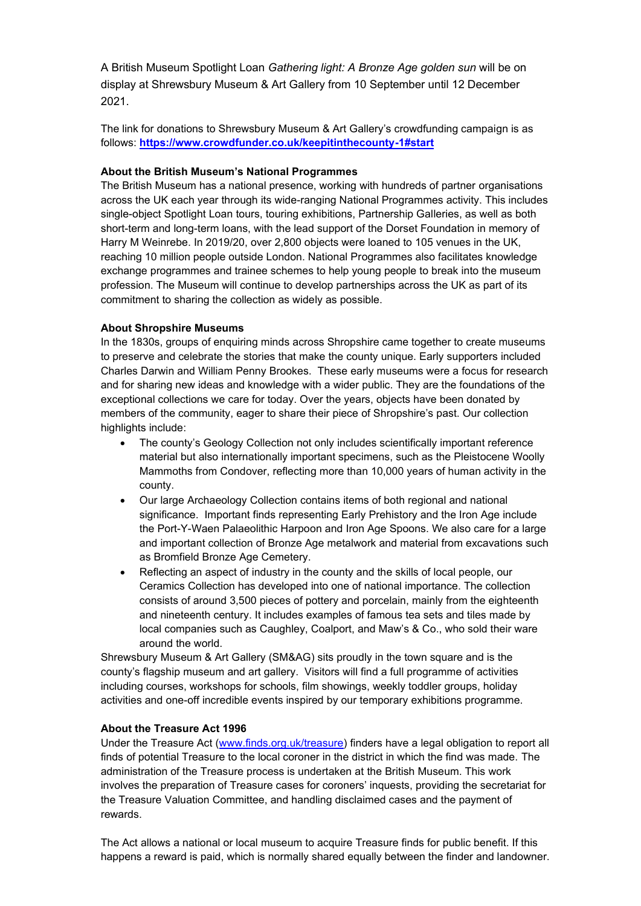A British Museum Spotlight Loan *Gathering light: A Bronze Age golden sun* will be on display at Shrewsbury Museum & Art Gallery from 10 September until 12 December 2021.

The link for donations to Shrewsbury Museum & Art Gallery's crowdfunding campaign is as follows: **https://www.crowdfunder.co.uk/keepitinthecounty-1#start**

**About the British Museum's National Programmes**
The British Museum has a national presence, working with hundreds of partner organisations across the UK each year through its wide-ranging National Programmes activity. This includes single-object Spotlight Loan tours, touring exhibitions, Partnership Galleries, as well as both short-term and long-term loans, with the lead support of the Dorset Foundation in memory of Harry M Weinrebe. In 2019/20, over 2,800 objects were loaned to 105 venues in the UK, reaching 10 million people outside London. National Programmes also facilitates knowledge exchange programmes and trainee schemes to help young people to break into the museum profession. The Museum will continue to develop partnerships across the UK as part of its commitment to sharing the collection as widely as possible.

**About Shropshire Museums**
In the 1830s, groups of enquiring minds across Shropshire came together to create museums to preserve and celebrate the stories that make the county unique. Early supporters included Charles Darwin and William Penny Brookes. These early museums were a focus for research and for sharing new ideas and knowledge with a wider public. They are the foundations of the exceptional collections we care for today. Over the years, objects have been donated by members of the community, eager to share their piece of Shropshire's past. Our collection highlights include:

- The county's Geology Collection not only includes scientifically important reference material but also internationally important specimens, such as the Pleistocene Woolly Mammoths from Condover, reflecting more than 10,000 years of human activity in the county.
- Our large Archaeology Collection contains items of both regional and national significance. Important finds representing Early Prehistory and the Iron Age include the Port-Y-Waen Palaeolithic Harpoon and Iron Age Spoons. We also care for a large and important collection of Bronze Age metalwork and material from excavations such as Bromfield Bronze Age Cemetery.
- Reflecting an aspect of industry in the county and the skills of local people, our Ceramics Collection has developed into one of national importance. The collection consists of around 3,500 pieces of pottery and porcelain, mainly from the eighteenth and nineteenth century. It includes examples of famous tea sets and tiles made by local companies such as Caughley, Coalport, and Maw's & Co., who sold their ware around the world.

Shrewsbury Museum & Art Gallery (SM&AG) sits proudly in the town square and is the county's flagship museum and art gallery. Visitors will find a full programme of activities including courses, workshops for schools, film showings, weekly toddler groups, holiday activities and one-off incredible events inspired by our temporary exhibitions programme.

**About the Treasure Act 1996**
Under the Treasure Act (www.finds.org.uk/treasure) finders have a legal obligation to report all finds of potential Treasure to the local coroner in the district in which the find was made. The administration of the Treasure process is undertaken at the British Museum. This work involves the preparation of Treasure cases for coroners' inquests, providing the secretariat for the Treasure Valuation Committee, and handling disclaimed cases and the payment of rewards.

The Act allows a national or local museum to acquire Treasure finds for public benefit. If this happens a reward is paid, which is normally shared equally between the finder and landowner.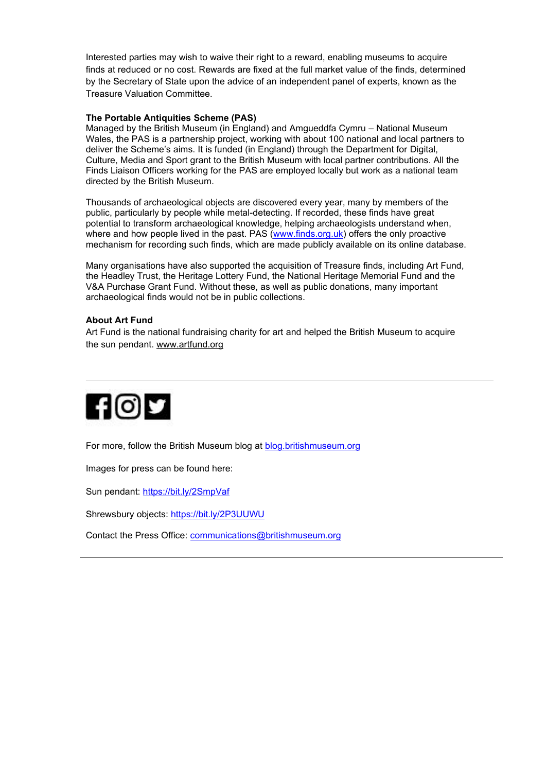Interested parties may wish to waive their right to a reward, enabling museums to acquire finds at reduced or no cost. Rewards are fixed at the full market value of the finds, determined by the Secretary of State upon the advice of an independent panel of experts, known as the Treasure Valuation Committee.

**The Portable Antiquities Scheme (PAS)**
Managed by the British Museum (in England) and Amgueddfa Cymru – National Museum Wales, the PAS is a partnership project, working with about 100 national and local partners to deliver the Scheme's aims. It is funded (in England) through the Department for Digital, Culture, Media and Sport grant to the British Museum with local partner contributions. All the Finds Liaison Officers working for the PAS are employed locally but work as a national team directed by the British Museum.

Thousands of archaeological objects are discovered every year, many by members of the public, particularly by people while metal-detecting. If recorded, these finds have great potential to transform archaeological knowledge, helping archaeologists understand when, where and how people lived in the past. PAS (www.finds.org.uk) offers the only proactive mechanism for recording such finds, which are made publicly available on its online database.

Many organisations have also supported the acquisition of Treasure finds, including Art Fund, the Headley Trust, the Heritage Lottery Fund, the National Heritage Memorial Fund and the V&A Purchase Grant Fund. Without these, as well as public donations, many important archaeological finds would not be in public collections.

**About Art Fund**
Art Fund is the national fundraising charity for art and helped the British Museum to acquire the sun pendant. www.artfund.org

---

For more, follow the British Museum blog at blog.britishmuseum.org

Images for press can be found here:

Sun pendant: https://bit.ly/2SmpVaf

Shrewsbury objects: https://bit.ly/2P3UUWU

Contact the Press Office: communications@britishmuseum.org

---